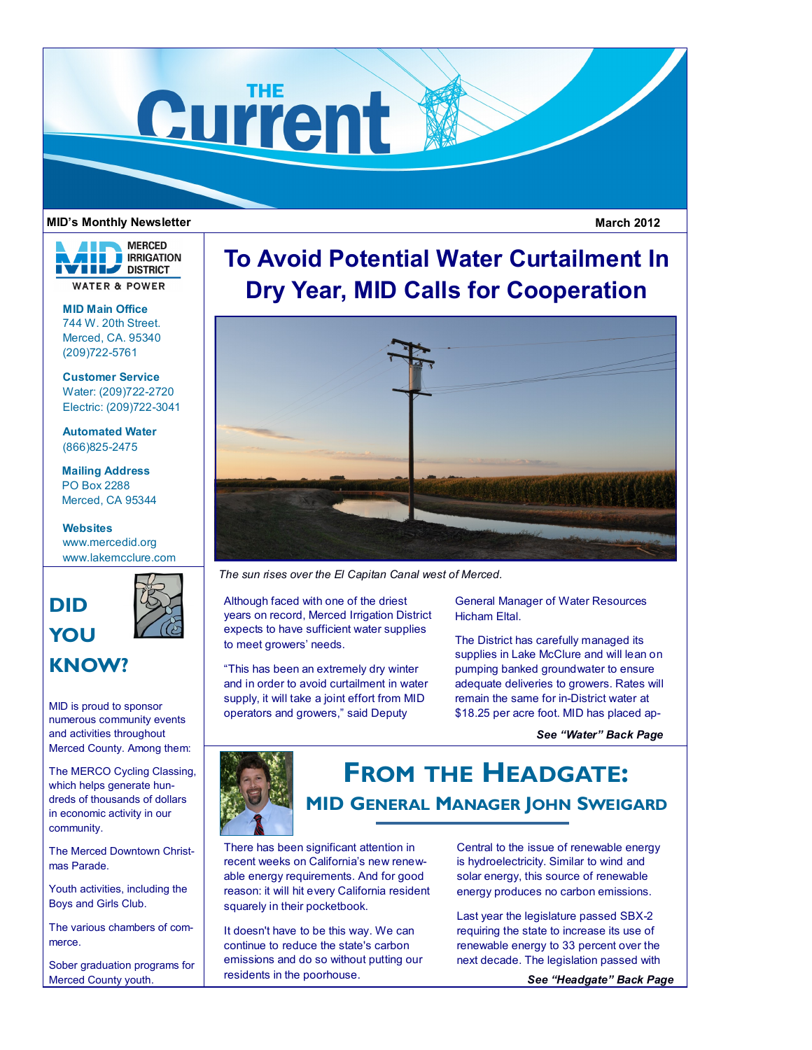# THE Current

**MID's Monthly Newsletter** **March 2012**

MERCED IRRIGATION DISTRICT
WATER & POWER

**MID Main Office**
744 W. 20th Street.
Merced, CA. 95340
(209)722-5761

**Customer Service**
Water: (209)722-2720
Electric: (209)722-3041

**Automated Water**
(866)825-2475

**Mailing Address**
PO Box 2288
Merced, CA 95344

**Websites**
www.mercedid.org
www.lakemcclure.com

## DID YOU KNOW?

MID is proud to sponsor numerous community events and activities throughout Merced County. Among them:

The MERCO Cycling Classing, which helps generate hundreds of thousands of dollars in economic activity in our community.

The Merced Downtown Christmas Parade.

Youth activities, including the Boys and Girls Club.

The various chambers of commerce.

Sober graduation programs for Merced County youth.

## To Avoid Potential Water Curtailment In Dry Year, MID Calls for Cooperation

*The sun rises over the El Capitan Canal west of Merced.*

Although faced with one of the driest years on record, Merced Irrigation District expects to have sufficient water supplies to meet growers' needs.

"This has been an extremely dry winter and in order to avoid curtailment in water supply, it will take a joint effort from MID operators and growers," said Deputy General Manager of Water Resources Hicham Eltal.

The District has carefully managed its supplies in Lake McClure and will lean on pumping banked groundwater to ensure adequate deliveries to growers. Rates will remain the same for in-District water at $18.25 per acre foot. MID has placed ap-

***See "Water" Back Page***

## FROM THE HEADGATE:

### MID GENERAL MANAGER JOHN SWEIGARD

There has been significant attention in recent weeks on California's new renewable energy requirements. And for good reason: it will hit every California resident squarely in their pocketbook.

It doesn't have to be this way. We can continue to reduce the state's carbon emissions and do so without putting our residents in the poorhouse.

Central to the issue of renewable energy is hydroelectricity. Similar to wind and solar energy, this source of renewable energy produces no carbon emissions.

Last year the legislature passed SBX-2 requiring the state to increase its use of renewable energy to 33 percent over the next decade. The legislation passed with

***See "Headgate" Back Page***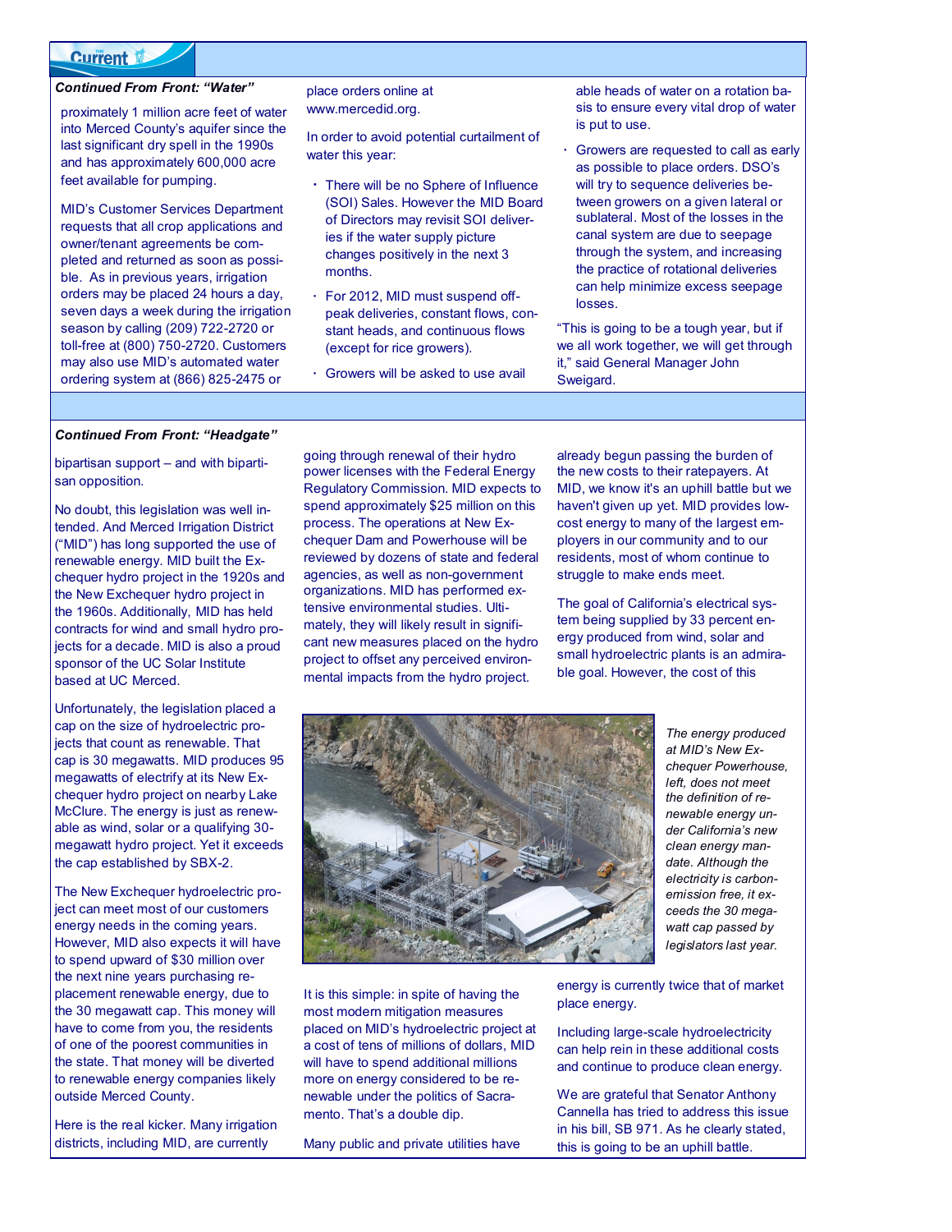***Continued From Front: "Water"***

proximately 1 million acre feet of water into Merced County's aquifer since the last significant dry spell in the 1990s and has approximately 600,000 acre feet available for pumping.

MID's Customer Services Department requests that all crop applications and owner/tenant agreements be completed and returned as soon as possible. As in previous years, irrigation orders may be placed 24 hours a day, seven days a week during the irrigation season by calling (209) 722-2720 or toll-free at (800) 750-2720. Customers may also use MID's automated water ordering system at (866) 825-2475 or place orders online at www.mercedid.org.

In order to avoid potential curtailment of water this year:

- There will be no Sphere of Influence (SOI) Sales. However the MID Board of Directors may revisit SOI deliveries if the water supply picture changes positively in the next 3 months.
- For 2012, MID must suspend off-peak deliveries, constant flows, constant heads, and continuous flows (except for rice growers).
- Growers will be asked to use available heads of water on a rotation basis to ensure every vital drop of water is put to use.
- Growers are requested to call as early as possible to place orders. DSO's will try to sequence deliveries between growers on a given lateral or sublateral. Most of the losses in the canal system are due to seepage through the system, and increasing the practice of rotational deliveries can help minimize excess seepage losses.

"This is going to be a tough year, but if we all work together, we will get through it," said General Manager John Sweigard.

***Continued From Front: "Headgate"***

bipartisan support – and with bipartisan opposition.

No doubt, this legislation was well intended. And Merced Irrigation District ("MID") has long supported the use of renewable energy. MID built the Exchequer hydro project in the 1920s and the New Exchequer hydro project in the 1960s. Additionally, MID has held contracts for wind and small hydro projects for a decade. MID is also a proud sponsor of the UC Solar Institute based at UC Merced.

Unfortunately, the legislation placed a cap on the size of hydroelectric projects that count as renewable. That cap is 30 megawatts. MID produces 95 megawatts of electrify at its New Exchequer hydro project on nearby Lake McClure. The energy is just as renewable as wind, solar or a qualifying 30-megawatt hydro project. Yet it exceeds the cap established by SBX-2.

The New Exchequer hydroelectric project can meet most of our customers energy needs in the coming years. However, MID also expects it will have to spend upward of $30 million over the next nine years purchasing replacement renewable energy, due to the 30 megawatt cap. This money will have to come from you, the residents of one of the poorest communities in the state. That money will be diverted to renewable energy companies likely outside Merced County.

Here is the real kicker. Many irrigation districts, including MID, are currently going through renewal of their hydro power licenses with the Federal Energy Regulatory Commission. MID expects to spend approximately $25 million on this process. The operations at New Exchequer Dam and Powerhouse will be reviewed by dozens of state and federal agencies, as well as non-government organizations. MID has performed extensive environmental studies. Ultimately, they will likely result in significant new measures placed on the hydro project to offset any perceived environmental impacts from the hydro project.

*The energy produced at MID's New Exchequer Powerhouse, left, does not meet the definition of renewable energy under California's new clean energy mandate. Although the electricity is carbon-emission free, it exceeds the 30 megawatt cap passed by legislators last year.*

It is this simple: in spite of having the most modern mitigation measures placed on MID's hydroelectric project at a cost of tens of millions of dollars, MID will have to spend additional millions more on energy considered to be renewable under the politics of Sacramento. That's a double dip.

Many public and private utilities have already begun passing the burden of the new costs to their ratepayers. At MID, we know it's an uphill battle but we haven't given up yet. MID provides low-cost energy to many of the largest employers in our community and to our residents, most of whom continue to struggle to make ends meet.

The goal of California's electrical system being supplied by 33 percent energy produced from wind, solar and small hydroelectric plants is an admirable goal. However, the cost of this energy is currently twice that of market place energy.

Including large-scale hydroelectricity can help rein in these additional costs and continue to produce clean energy.

We are grateful that Senator Anthony Cannella has tried to address this issue in his bill, SB 971. As he clearly stated, this is going to be an uphill battle.